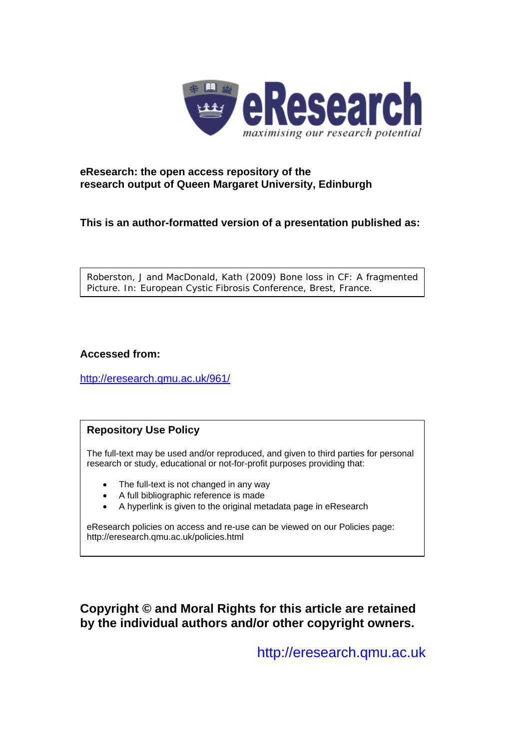eRearch logo text omitted? 

Actually the logo contains text "eResearch maximising our research potential" — it's part of logo image but no images detected; include as text.

**eResearch: the open access repository of the research output of Queen Margaret University, Edinburgh**

**This is an author-formatted version of a presentation published as:**

Roberston, J and MacDonald, Kath (2009) Bone loss in CF: A fragmented Picture. In: European Cystic Fibrosis Conference, Brest, France.

**Accessed from:**

http://eresearch.qmu.ac.uk/961/

**Repository Use Policy**

The full-text may be used and/or reproduced, and given to third parties for personal research or study, educational or not-for-profit purposes providing that:

- The full-text is not changed in any way
- A full bibliographic reference is made
- A hyperlink is given to the original metadata page in eResearch

eResearch policies on access and re-use can be viewed on our Policies page: http://eresearch.qmu.ac.uk/policies.html

**Copyright © and Moral Rights for this article are retained by the individual authors and/or other copyright owners.**

http://eresearch.qmu.ac.uk

eResearch

*maximising our research potential*

**eResearch: the open access repository of the research output of Queen Margaret University, Edinburgh**

**This is an author-formatted version of a presentation published as:**

Roberston, J and MacDonald, Kath (2009) Bone loss in CF: A fragmented Picture. In: European Cystic Fibrosis Conference, Brest, France.

**Accessed from:**

http://eresearch.qmu.ac.uk/961/

**Repository Use Policy**

The full-text may be used and/or reproduced, and given to third parties for personal research or study, educational or not-for-profit purposes providing that:

- The full-text is not changed in any way
- A full bibliographic reference is made
- A hyperlink is given to the original metadata page in eResearch

eResearch policies on access and re-use can be viewed on our Policies page: http://eresearch.qmu.ac.uk/policies.html

**Copyright © and Moral Rights for this article are retained by the individual authors and/or other copyright owners.**

http://eresearch.qmu.ac.uk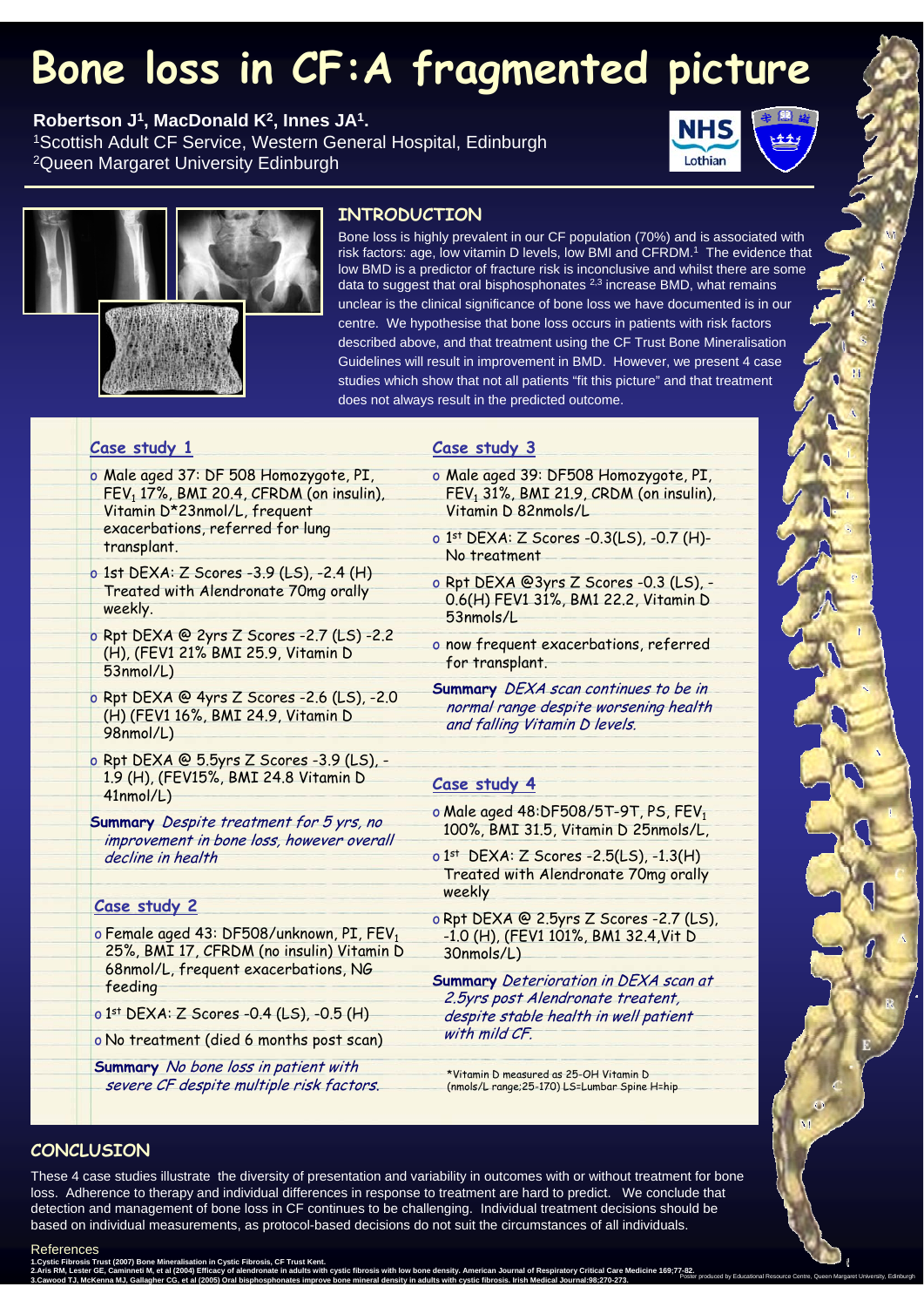# Bone loss in CF:A fragmented picture

**Robertson J[1], MacDonald K[2], Innes JA[1].**

[1]Scottish Adult CF Service, Western General Hospital, Edinburgh
[2]Queen Margaret University Edinburgh

## INTRODUCTION

Bone loss is highly prevalent in our CF population (70%) and is associated with risk factors: age, low vitamin D levels, low BMI and CFRDM.[1] The evidence that low BMD is a predictor of fracture risk is inconclusive and whilst there are some data to suggest that oral bisphosphonates [2,3] increase BMD, what remains unclear is the clinical significance of bone loss we have documented is in our centre. We hypothesise that bone loss occurs in patients with risk factors described above, and that treatment using the CF Trust Bone Mineralisation Guidelines will result in improvement in BMD. However, we present 4 case studies which show that not all patients "fit this picture" and that treatment does not always result in the predicted outcome.

### Case study 1

- Male aged 37: DF 508 Homozygote, PI, $FEV_1$ 17%, BMI 20.4, CFRDM (on insulin), Vitamin D*23nmol/L, frequent exacerbations, referred for lung transplant.
- 1st DEXA: Z Scores -3.9 (LS), -2.4 (H) Treated with Alendronate 70mg orally weekly.
- Rpt DEXA @ 2yrs Z Scores -2.7 (LS) -2.2 (H), (FEV1 21% BMI 25.9, Vitamin D 53nmol/L)
- Rpt DEXA @ 4yrs Z Scores -2.6 (LS), -2.0 (H) (FEV1 16%, BMI 24.9, Vitamin D 98nmol/L)
- Rpt DEXA @ 5.5yrs Z Scores -3.9 (LS), -1.9 (H), (FEV15%, BMI 24.8 Vitamin D 41nmol/L)

**Summary** *Despite treatment for 5 yrs, no improvement in bone loss, however overall decline in health*

### Case study 2

- Female aged 43: DF508/unknown, PI, $FEV_1$ 25%, BMI 17, CFRDM (no insulin) Vitamin D 68nmol/L, frequent exacerbations, NG feeding
- 1st DEXA: Z Scores -0.4 (LS), -0.5 (H)
- No treatment (died 6 months post scan)

**Summary** *No bone loss in patient with severe CF despite multiple risk factors.*

### Case study 3

- Male aged 39: DF508 Homozygote, PI, $FEV_1$ 31%, BMI 21.9, CRDM (on insulin), Vitamin D 82nmols/L
- 1st DEXA: Z Scores -0.3(LS), -0.7 (H)- No treatment
- Rpt DEXA @3yrs Z Scores -0.3 (LS), -0.6(H) FEV1 31%, BMI 22.2, Vitamin D 53nmols/L
- now frequent exacerbations, referred for transplant.

**Summary** *DEXA scan continues to be in normal range despite worsening health and falling Vitamin D levels.*

### Case study 4

- Male aged 48:DF508/5T-9T, PS, $FEV_1$ 100%, BMI 31.5, Vitamin D 25nmols/L,
- 1st DEXA: Z Scores -2.5(LS), -1.3(H) Treated with Alendronate 70mg orally weekly
- Rpt DEXA @ 2.5yrs Z Scores -2.7 (LS), -1.0 (H), (FEV1 101%, BMI 32.4,Vit D 30nmols/L)

**Summary** *Deterioration in DEXA scan at 2.5yrs post Alendronate treatent, despite stable health in well patient with mild CF.*

*Vitamin D measured as 25-OH Vitamin D (nmols/L range;25-170) LS=Lumbar Spine H=hip

## CONCLUSION

These 4 case studies illustrate the diversity of presentation and variability in outcomes with or without treatment for bone loss. Adherence to therapy and individual differences in response to treatment are hard to predict. We conclude that detection and management of bone loss in CF continues to be challenging. Individual treatment decisions should be based on individual measurements, as protocol-based decisions do not suit the circumstances of all individuals.

### References

1. Cystic Fibrosis Trust (2007) Bone Mineralisation in Cystic Fibrosis, CF Trust Kent.
2. Aris RM, Lester GE, Caminneti M, et al (2004) Efficacy of alendronate in adults with cystic fibrosis with low bone density. American Journal of Respiratory Critical Care Medicine 169;77-82.
3. Cawood TJ, McKenna MJ, Gallagher CG, et al (2005) Oral bisphosphonates improve bone mineral density in adults with cystic fibrosis. Irish Medical Journal:98;270-273.

Poster produced by Educational Resource Centre, Queen Margaret University, Edinburgh